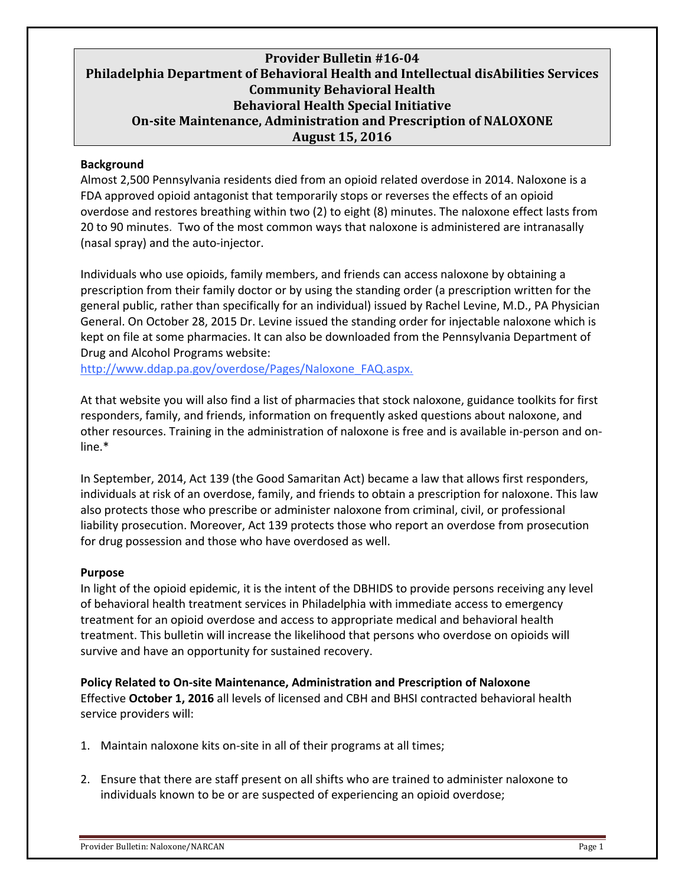# Provider Bulletin #16-04
# Philadelphia Department of Behavioral Health and Intellectual disAbilities Services
# Community Behavioral Health
# Behavioral Health Special Initiative
# On-site Maintenance, Administration and Prescription of NALOXONE
# August 15, 2016

**Background**

Almost 2,500 Pennsylvania residents died from an opioid related overdose in 2014. Naloxone is a FDA approved opioid antagonist that temporarily stops or reverses the effects of an opioid overdose and restores breathing within two (2) to eight (8) minutes. The naloxone effect lasts from 20 to 90 minutes. Two of the most common ways that naloxone is administered are intranasally (nasal spray) and the auto-injector.

Individuals who use opioids, family members, and friends can access naloxone by obtaining a prescription from their family doctor or by using the standing order (a prescription written for the general public, rather than specifically for an individual) issued by Rachel Levine, M.D., PA Physician General. On October 28, 2015 Dr. Levine issued the standing order for injectable naloxone which is kept on file at some pharmacies. It can also be downloaded from the Pennsylvania Department of Drug and Alcohol Programs website:
http://www.ddap.pa.gov/overdose/Pages/Naloxone_FAQ.aspx.

At that website you will also find a list of pharmacies that stock naloxone, guidance toolkits for first responders, family, and friends, information on frequently asked questions about naloxone, and other resources. Training in the administration of naloxone is free and is available in-person and on-line.*

In September, 2014, Act 139 (the Good Samaritan Act) became a law that allows first responders, individuals at risk of an overdose, family, and friends to obtain a prescription for naloxone. This law also protects those who prescribe or administer naloxone from criminal, civil, or professional liability prosecution. Moreover, Act 139 protects those who report an overdose from prosecution for drug possession and those who have overdosed as well.

**Purpose**

In light of the opioid epidemic, it is the intent of the DBHIDS to provide persons receiving any level of behavioral health treatment services in Philadelphia with immediate access to emergency treatment for an opioid overdose and access to appropriate medical and behavioral health treatment. This bulletin will increase the likelihood that persons who overdose on opioids will survive and have an opportunity for sustained recovery.

**Policy Related to On-site Maintenance, Administration and Prescription of Naloxone**

Effective **October 1, 2016** all levels of licensed and CBH and BHSI contracted behavioral health service providers will:

1. Maintain naloxone kits on-site in all of their programs at all times;

2. Ensure that there are staff present on all shifts who are trained to administer naloxone to individuals known to be or are suspected of experiencing an opioid overdose;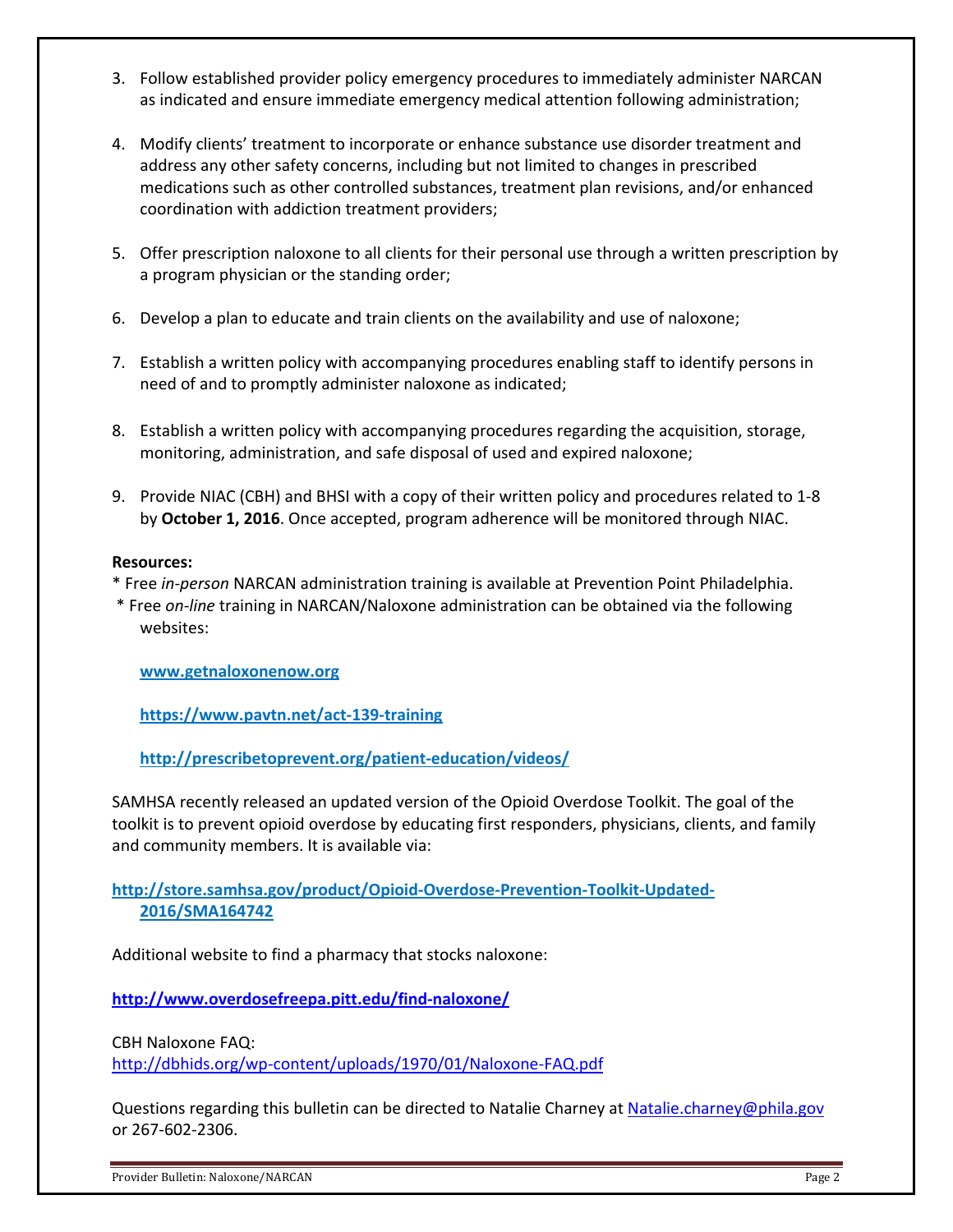3. Follow established provider policy emergency procedures to immediately administer NARCAN as indicated and ensure immediate emergency medical attention following administration;

4. Modify clients' treatment to incorporate or enhance substance use disorder treatment and address any other safety concerns, including but not limited to changes in prescribed medications such as other controlled substances, treatment plan revisions, and/or enhanced coordination with addiction treatment providers;

5. Offer prescription naloxone to all clients for their personal use through a written prescription by a program physician or the standing order;

6. Develop a plan to educate and train clients on the availability and use of naloxone;

7. Establish a written policy with accompanying procedures enabling staff to identify persons in need of and to promptly administer naloxone as indicated;

8. Establish a written policy with accompanying procedures regarding the acquisition, storage, monitoring, administration, and safe disposal of used and expired naloxone;

9. Provide NIAC (CBH) and BHSI with a copy of their written policy and procedures related to 1-8 by **October 1, 2016**. Once accepted, program adherence will be monitored through NIAC.

**Resources:**

* Free *in-person* NARCAN administration training is available at Prevention Point Philadelphia.
* Free *on-line* training in NARCAN/Naloxone administration can be obtained via the following websites:

  **www.getnaloxonenow.org**

  **https://www.pavtn.net/act-139-training**

  **http://prescribetoprevent.org/patient-education/videos/**

SAMHSA recently released an updated version of the Opioid Overdose Toolkit. The goal of the toolkit is to prevent opioid overdose by educating first responders, physicians, clients, and family and community members. It is available via:

**http://store.samhsa.gov/product/Opioid-Overdose-Prevention-Toolkit-Updated-2016/SMA164742**

Additional website to find a pharmacy that stocks naloxone:

**http://www.overdosefreepa.pitt.edu/find-naloxone/**

CBH Naloxone FAQ:
http://dbhids.org/wp-content/uploads/1970/01/Naloxone-FAQ.pdf

Questions regarding this bulletin can be directed to Natalie Charney at Natalie.charney@phila.gov or 267-602-2306.